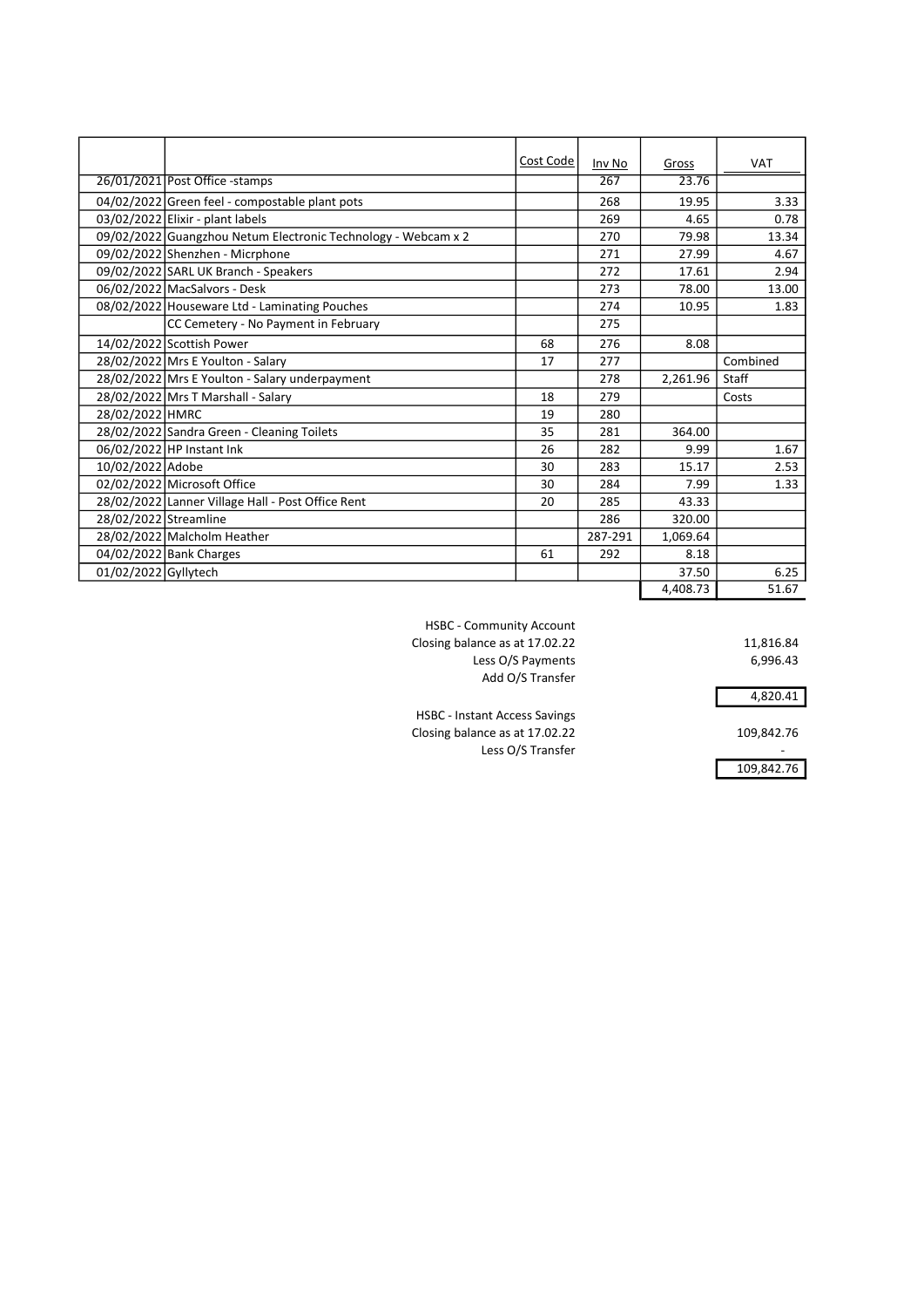|  |  | Cost Code | Inv No | Gross | VAT |
|---|---|---|---|---|---|
| 26/01/2021 | Post Office -stamps |  | 267 | 23.76 |  |
| 04/02/2022 | Green feel - compostable plant pots |  | 268 | 19.95 | 3.33 |
| 03/02/2022 | Elixir - plant labels |  | 269 | 4.65 | 0.78 |
| 09/02/2022 | Guangzhou Netum Electronic Technology - Webcam x 2 |  | 270 | 79.98 | 13.34 |
| 09/02/2022 | Shenzhen - Micrphone |  | 271 | 27.99 | 4.67 |
| 09/02/2022 | SARL UK Branch - Speakers |  | 272 | 17.61 | 2.94 |
| 06/02/2022 | MacSalvors - Desk |  | 273 | 78.00 | 13.00 |
| 08/02/2022 | Houseware Ltd - Laminating Pouches |  | 274 | 10.95 | 1.83 |
|  | CC Cemetery - No Payment in February |  | 275 |  |  |
| 14/02/2022 | Scottish Power | 68 | 276 | 8.08 |  |
| 28/02/2022 | Mrs E Youlton - Salary | 17 | 277 |  | Combined |
| 28/02/2022 | Mrs E Youlton - Salary underpayment |  | 278 | 2,261.96 | Staff |
| 28/02/2022 | Mrs T Marshall - Salary | 18 | 279 |  | Costs |
| 28/02/2022 | HMRC | 19 | 280 |  |  |
| 28/02/2022 | Sandra Green - Cleaning Toilets | 35 | 281 | 364.00 |  |
| 06/02/2022 | HP Instant Ink | 26 | 282 | 9.99 | 1.67 |
| 10/02/2022 | Adobe | 30 | 283 | 15.17 | 2.53 |
| 02/02/2022 | Microsoft Office | 30 | 284 | 7.99 | 1.33 |
| 28/02/2022 | Lanner Village Hall - Post Office Rent | 20 | 285 | 43.33 |  |
| 28/02/2022 | Streamline |  | 286 | 320.00 |  |
| 28/02/2022 | Malcholm Heather |  | 287-291 | 1,069.64 |  |
| 04/02/2022 | Bank Charges | 61 | 292 | 8.18 |  |
| 01/02/2022 | Gyllytech |  |  | 37.50 | 6.25 |
|  |  |  |  | 4,408.73 | 51.67 |

| HSBC - Community Account |  |
|---|---|
| Closing balance as at 17.02.22 | 11,816.84 |
| Less O/S Payments | 6,996.43 |
| Add O/S Transfer |  |
|  | 4,820.41 |

| HSBC - Instant Access Savings |  |
|---|---|
| Closing balance as at 17.02.22 | 109,842.76 |
| Less O/S Transfer | - |
|  | 109,842.76 |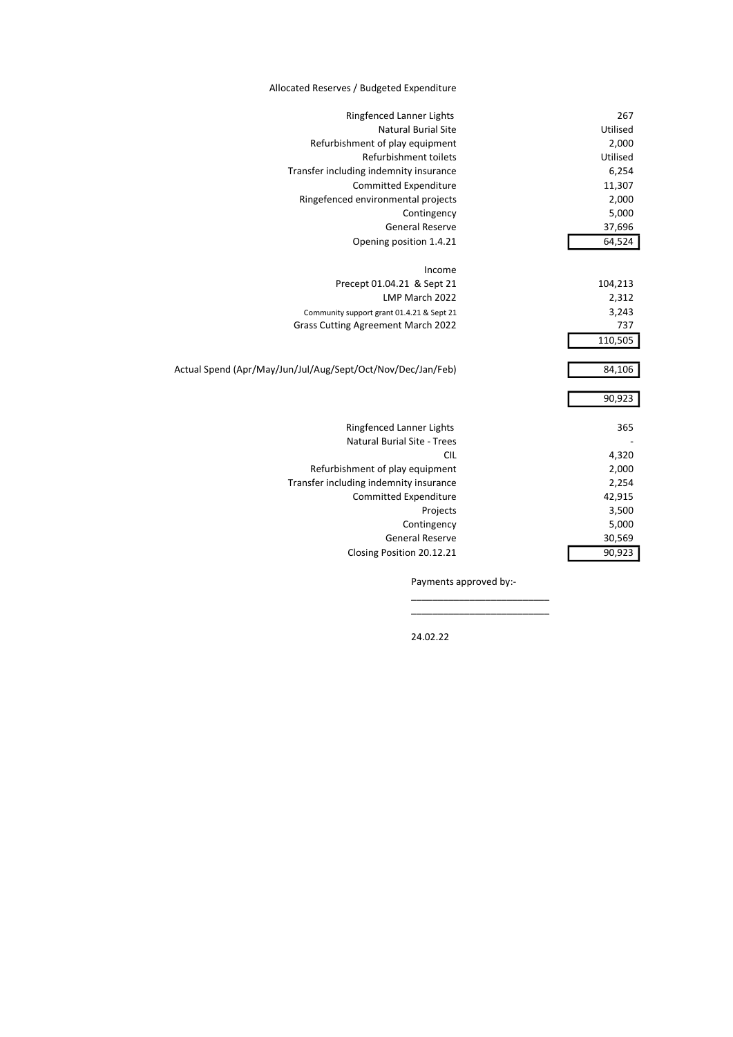Allocated Reserves / Budgeted Expenditure

| | |
|---|---|
| Ringfenced Lanner Lights | 267 |
| Natural Burial Site | Utilised |
| Refurbishment of play equipment | 2,000 |
| Refurbishment toilets | Utilised |
| Transfer including indemnity insurance | 6,254 |
| Committed Expenditure | 11,307 |
| Ringefenced environmental projects | 2,000 |
| Contingency | 5,000 |
| General Reserve | 37,696 |
| Opening position 1.4.21 | 64,524 |
| | |
| Income | |
| Precept 01.04.21 & Sept 21 | 104,213 |
| LMP March 2022 | 2,312 |
| Community support grant 01.4.21 & Sept 21 | 3,243 |
| Grass Cutting Agreement March 2022 | 737 |
| | 110,505 |
| | |
| Actual Spend (Apr/May/Jun/Jul/Aug/Sept/Oct/Nov/Dec/Jan/Feb) | 84,106 |
| | |
| | 90,923 |
| | |
| Ringfenced Lanner Lights | 365 |
| Natural Burial Site - Trees | - |
| CIL | 4,320 |
| Refurbishment of play equipment | 2,000 |
| Transfer including indemnity insurance | 2,254 |
| Committed Expenditure | 42,915 |
| Projects | 3,500 |
| Contingency | 5,000 |
| General Reserve | 30,569 |
| Closing Position 20.12.21 | 90,923 |

Payments approved by:-

_________________________

_________________________

24.02.22